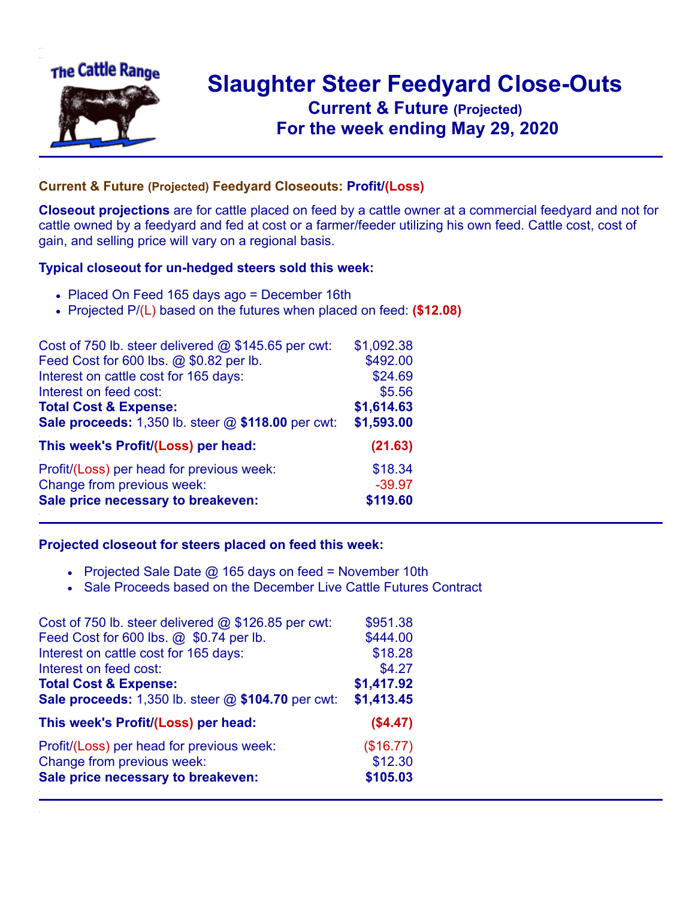# Slaughter Steer Feedyard Close-Outs

## Current & Future (Projected)

## For the week ending May 29, 2020

### Current & Future (Projected) Feedyard Closeouts: Profit/(Loss)

**Closeout projections** are for cattle placed on feed by a cattle owner at a commercial feedyard and not for cattle owned by a feedyard and fed at cost or a farmer/feeder utilizing his own feed. Cattle cost, cost of gain, and selling price will vary on a regional basis.

### Typical closeout for un-hedged steers sold this week:

- Placed On Feed 165 days ago = December 16th
- Projected P/(L) based on the futures when placed on feed: **($12.08)**

| | |
|---|---|
| Cost of 750 lb. steer delivered @ $145.65 per cwt: | $1,092.38 |
| Feed Cost for 600 lbs. @ $0.82 per lb. | $492.00 |
| Interest on cattle cost for 165 days: | $24.69 |
| Interest on feed cost: | $5.56 |
| **Total Cost & Expense:** | **$1,614.63** |
| **Sale proceeds:** 1,350 lb. steer @ **$118.00** per cwt: | **$1,593.00** |
| **This week's Profit/(Loss) per head:** | **(21.63)** |
| Profit/(Loss) per head for previous week: | $18.34 |
| Change from previous week: | -39.97 |
| **Sale price necessary to breakeven:** | **$119.60** |

### Projected closeout for steers placed on feed this week:

- Projected Sale Date @ 165 days on feed = November 10th
- Sale Proceeds based on the December Live Cattle Futures Contract

| | |
|---|---|
| Cost of 750 lb. steer delivered @ $126.85 per cwt: | $951.38 |
| Feed Cost for 600 lbs. @ $0.74 per lb. | $444.00 |
| Interest on cattle cost for 165 days: | $18.28 |
| Interest on feed cost: | $4.27 |
| **Total Cost & Expense:** | **$1,417.92** |
| **Sale proceeds:** 1,350 lb. steer @ **$104.70** per cwt: | **$1,413.45** |
| **This week's Profit/(Loss) per head:** | **($4.47)** |
| Profit/(Loss) per head for previous week: | ($16.77) |
| Change from previous week: | $12.30 |
| **Sale price necessary to breakeven:** | **$105.03** |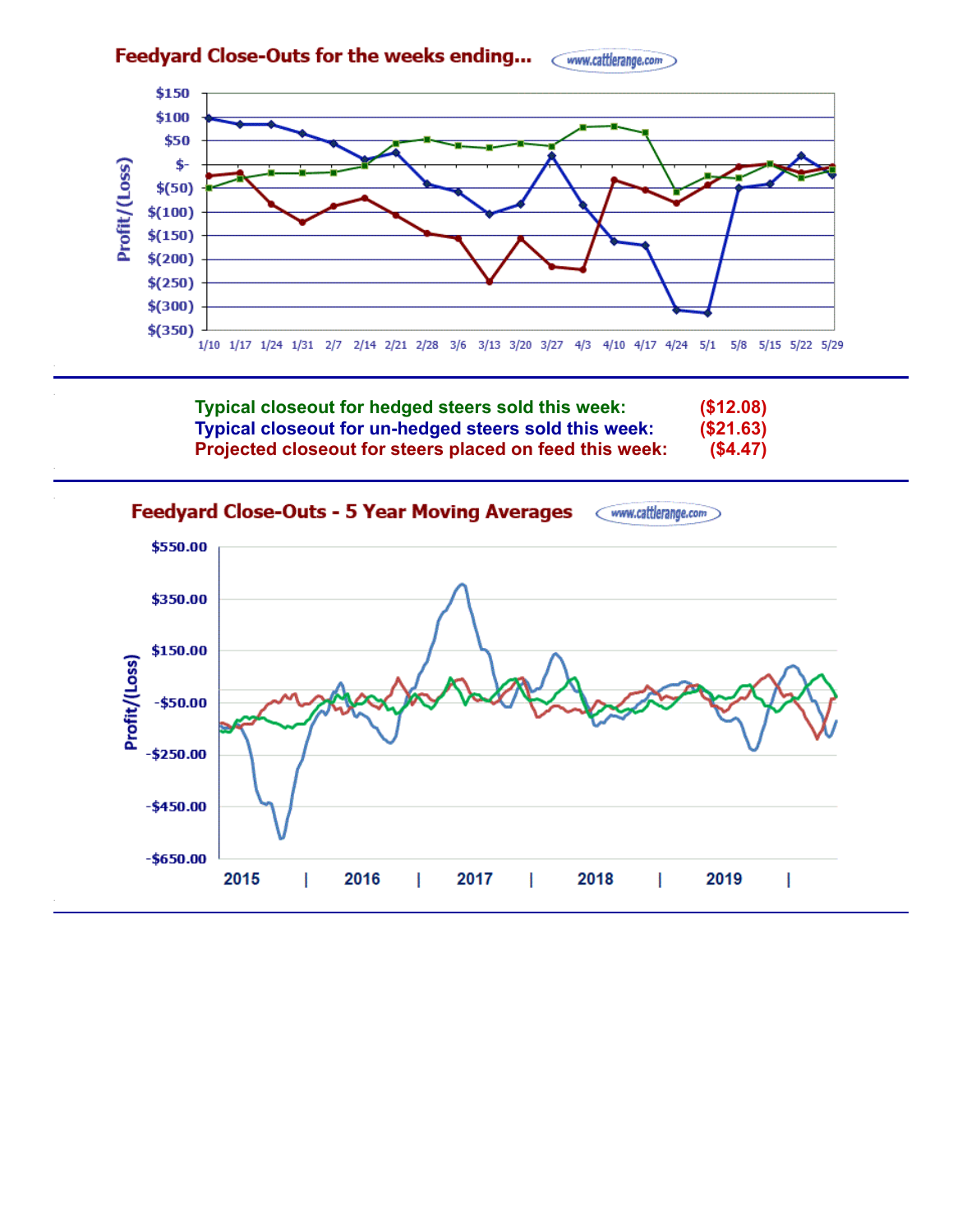Feedyard Close-Outs for the weeks ending...

www.cattlerange.com

$150
$100
$50
$-
$(50)
$(100)
$(150)
$(200)
$(250)
$(300)
$(350)

Profit/(Loss)

1/10 1/17 1/24 1/31 2/7 2/14 2/21 2/28 3/6 3/13 3/20 3/27 4/3 4/10 4/17 4/24 5/1 5/8 5/15 5/22 5/29

---

**Typical closeout for hedged steers sold this week:** **($12.08)**
**Typical closeout for un-hedged steers sold this week:** **($21.63)**
**Projected closeout for steers placed on feed this week:** **($4.47)**

---

Feedyard Close-Outs - 5 Year Moving Averages

www.cattlerange.com

$550.00
$350.00
$150.00
-$50.00
-$250.00
-$450.00
-$650.00

Profit/(Loss)

2015 | 2016 | 2017 | 2018 | 2019 |

---